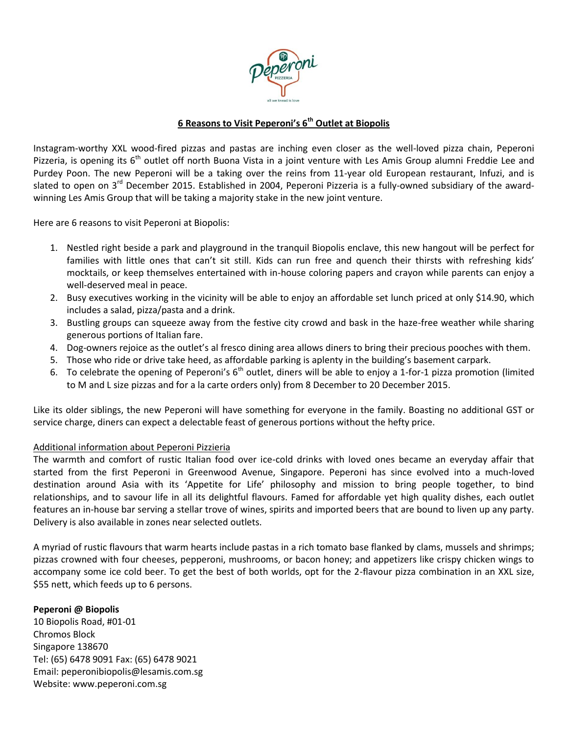## 6 Reasons to Visit Peperoni's 6th Outlet at Biopolis

Instagram-worthy XXL wood-fired pizzas and pastas are inching even closer as the well-loved pizza chain, Peperoni Pizzeria, is opening its 6th outlet off north Buona Vista in a joint venture with Les Amis Group alumni Freddie Lee and Purdey Poon. The new Peperoni will be a taking over the reins from 11-year old European restaurant, Infuzi, and is slated to open on 3rd December 2015. Established in 2004, Peperoni Pizzeria is a fully-owned subsidiary of the award-winning Les Amis Group that will be taking a majority stake in the new joint venture.

Here are 6 reasons to visit Peperoni at Biopolis:

1. Nestled right beside a park and playground in the tranquil Biopolis enclave, this new hangout will be perfect for families with little ones that can't sit still. Kids can run free and quench their thirsts with refreshing kids' mocktails, or keep themselves entertained with in-house coloring papers and crayon while parents can enjoy a well-deserved meal in peace.
2. Busy executives working in the vicinity will be able to enjoy an affordable set lunch priced at only $14.90, which includes a salad, pizza/pasta and a drink.
3. Bustling groups can squeeze away from the festive city crowd and bask in the haze-free weather while sharing generous portions of Italian fare.
4. Dog-owners rejoice as the outlet's al fresco dining area allows diners to bring their precious pooches with them.
5. Those who ride or drive take heed, as affordable parking is aplenty in the building's basement carpark.
6. To celebrate the opening of Peperoni's 6th outlet, diners will be able to enjoy a 1-for-1 pizza promotion (limited to M and L size pizzas and for a la carte orders only) from 8 December to 20 December 2015.

Like its older siblings, the new Peperoni will have something for everyone in the family. Boasting no additional GST or service charge, diners can expect a delectable feast of generous portions without the hefty price.

Additional information about Peperoni Pizzieria

The warmth and comfort of rustic Italian food over ice-cold drinks with loved ones became an everyday affair that started from the first Peperoni in Greenwood Avenue, Singapore. Peperoni has since evolved into a much-loved destination around Asia with its 'Appetite for Life' philosophy and mission to bring people together, to bind relationships, and to savour life in all its delightful flavours. Famed for affordable yet high quality dishes, each outlet features an in-house bar serving a stellar trove of wines, spirits and imported beers that are bound to liven up any party. Delivery is also available in zones near selected outlets.

A myriad of rustic flavours that warm hearts include pastas in a rich tomato base flanked by clams, mussels and shrimps; pizzas crowned with four cheeses, pepperoni, mushrooms, or bacon honey; and appetizers like crispy chicken wings to accompany some ice cold beer. To get the best of both worlds, opt for the 2-flavour pizza combination in an XXL size, $55 nett, which feeds up to 6 persons.

**Peperoni @ Biopolis**
10 Biopolis Road, #01-01
Chromos Block
Singapore 138670
Tel: (65) 6478 9091 Fax: (65) 6478 9021
Email: peperonibiopolis@lesamis.com.sg
Website: www.peperoni.com.sg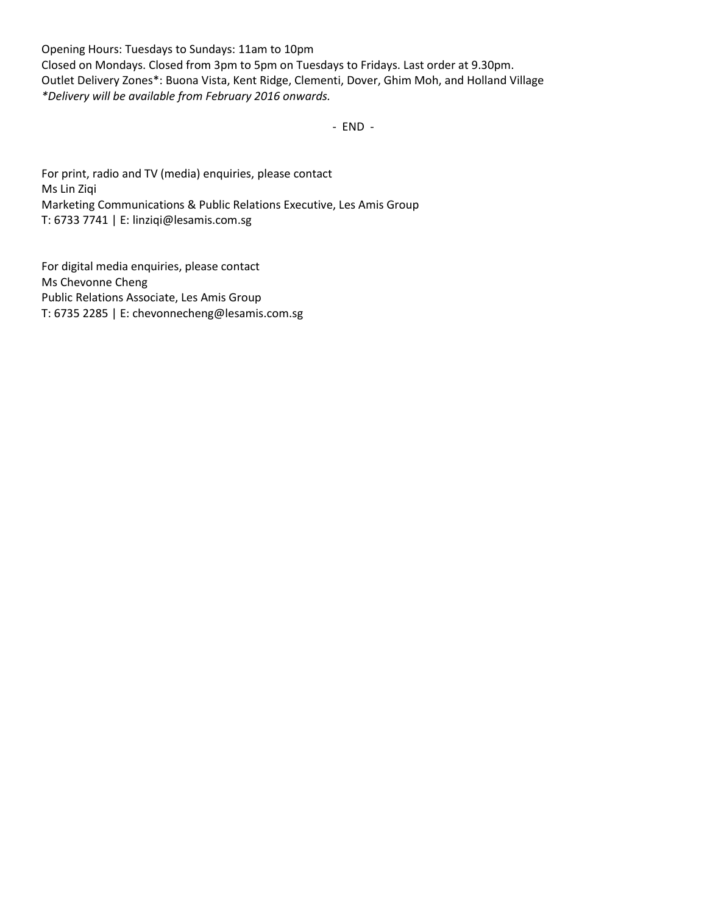Opening Hours: Tuesdays to Sundays: 11am to 10pm
Closed on Mondays. Closed from 3pm to 5pm on Tuesdays to Fridays. Last order at 9.30pm.
Outlet Delivery Zones*: Buona Vista, Kent Ridge, Clementi, Dover, Ghim Moh, and Holland Village
*\*Delivery will be available from February 2016 onwards.*

\- END -

For print, radio and TV (media) enquiries, please contact
Ms Lin Ziqi
Marketing Communications & Public Relations Executive, Les Amis Group
T: 6733 7741 | E: linziqi@lesamis.com.sg

For digital media enquiries, please contact
Ms Chevonne Cheng
Public Relations Associate, Les Amis Group
T: 6735 2285 | E: chevonnecheng@lesamis.com.sg